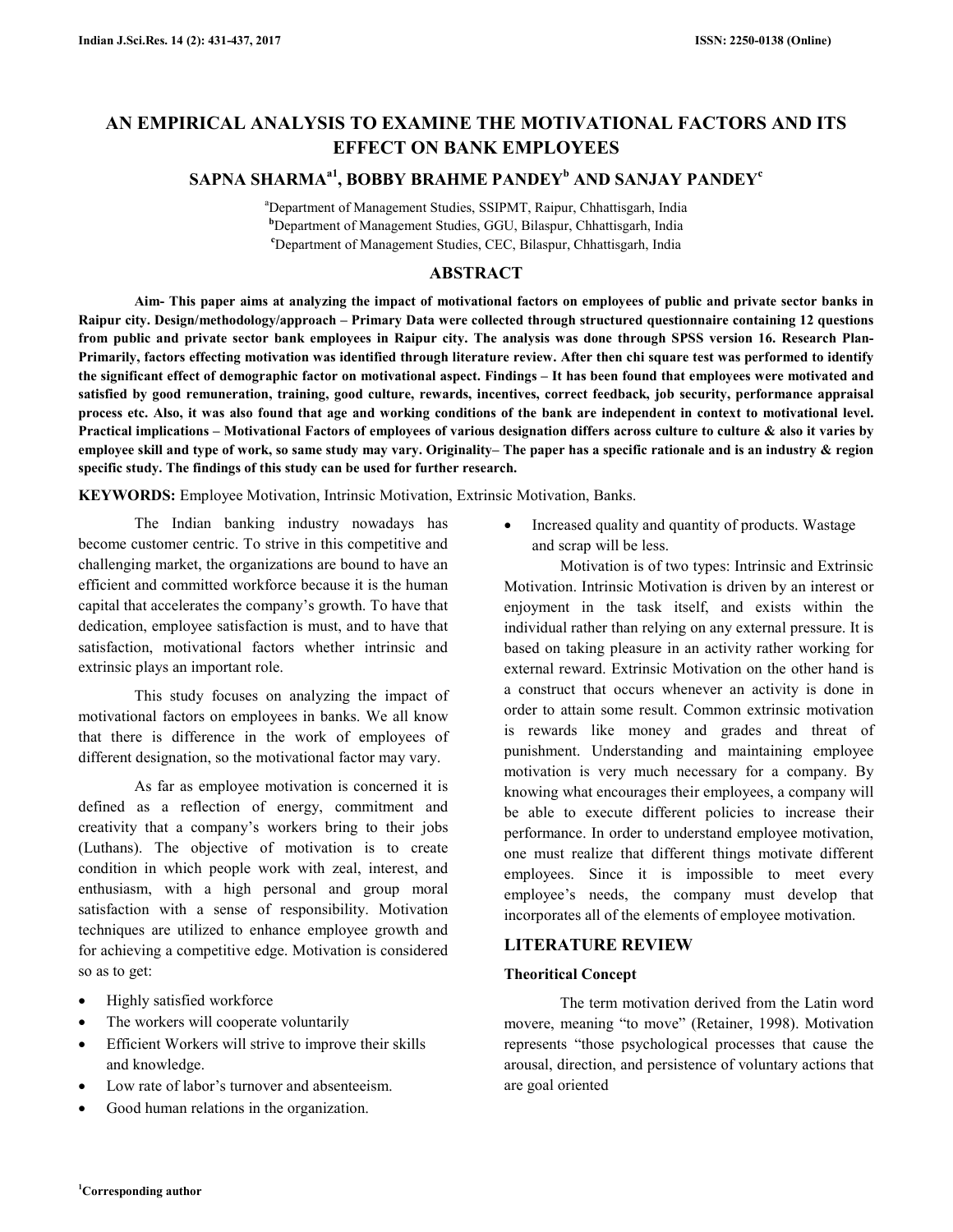# AN EMPIRICAL ANALYSIS TO EXAMINE THE MOTIVATIONAL FACTORS AND ITS EFFECT ON BANK EMPLOYEES

**SAPNA SHARMA[a1], BOBBY BRAHME PANDEY[b] AND SANJAY PANDEY[c]**

[a]Department of Management Studies, SSIPMT, Raipur, Chhattisgarh, India
[b]Department of Management Studies, GGU, Bilaspur, Chhattisgarh, India
[c]Department of Management Studies, CEC, Bilaspur, Chhattisgarh, India

## ABSTRACT

**Aim- This paper aims at analyzing the impact of motivational factors on employees of public and private sector banks in Raipur city. Design/methodology/approach – Primary Data were collected through structured questionnaire containing 12 questions from public and private sector bank employees in Raipur city. The analysis was done through SPSS version 16. Research Plan- Primarily, factors effecting motivation was identified through literature review. After then chi square test was performed to identify the significant effect of demographic factor on motivational aspect. Findings – It has been found that employees were motivated and satisfied by good remuneration, training, good culture, rewards, incentives, correct feedback, job security, performance appraisal process etc. Also, it was also found that age and working conditions of the bank are independent in context to motivational level. Practical implications – Motivational Factors of employees of various designation differs across culture to culture & also it varies by employee skill and type of work, so same study may vary. Originality– The paper has a specific rationale and is an industry & region specific study. The findings of this study can be used for further research.**

**KEYWORDS:** Employee Motivation, Intrinsic Motivation, Extrinsic Motivation, Banks.

The Indian banking industry nowadays has become customer centric. To strive in this competitive and challenging market, the organizations are bound to have an efficient and committed workforce because it is the human capital that accelerates the company's growth. To have that dedication, employee satisfaction is must, and to have that satisfaction, motivational factors whether intrinsic and extrinsic plays an important role.

This study focuses on analyzing the impact of motivational factors on employees in banks. We all know that there is difference in the work of employees of different designation, so the motivational factor may vary.

As far as employee motivation is concerned it is defined as a reflection of energy, commitment and creativity that a company's workers bring to their jobs (Luthans). The objective of motivation is to create condition in which people work with zeal, interest, and enthusiasm, with a high personal and group moral satisfaction with a sense of responsibility. Motivation techniques are utilized to enhance employee growth and for achieving a competitive edge. Motivation is considered so as to get:

- Highly satisfied workforce
- The workers will cooperate voluntarily
- Efficient Workers will strive to improve their skills and knowledge.
- Low rate of labor's turnover and absenteeism.
- Good human relations in the organization.
- Increased quality and quantity of products. Wastage and scrap will be less.

Motivation is of two types: Intrinsic and Extrinsic Motivation. Intrinsic Motivation is driven by an interest or enjoyment in the task itself, and exists within the individual rather than relying on any external pressure. It is based on taking pleasure in an activity rather working for external reward. Extrinsic Motivation on the other hand is a construct that occurs whenever an activity is done in order to attain some result. Common extrinsic motivation is rewards like money and grades and threat of punishment. Understanding and maintaining employee motivation is very much necessary for a company. By knowing what encourages their employees, a company will be able to execute different policies to increase their performance. In order to understand employee motivation, one must realize that different things motivate different employees. Since it is impossible to meet every employee's needs, the company must develop that incorporates all of the elements of employee motivation.

## LITERATURE REVIEW

### Theoritical Concept

The term motivation derived from the Latin word movere, meaning "to move" (Retainer, 1998). Motivation represents "those psychological processes that cause the arousal, direction, and persistence of voluntary actions that are goal oriented

[1]Corresponding author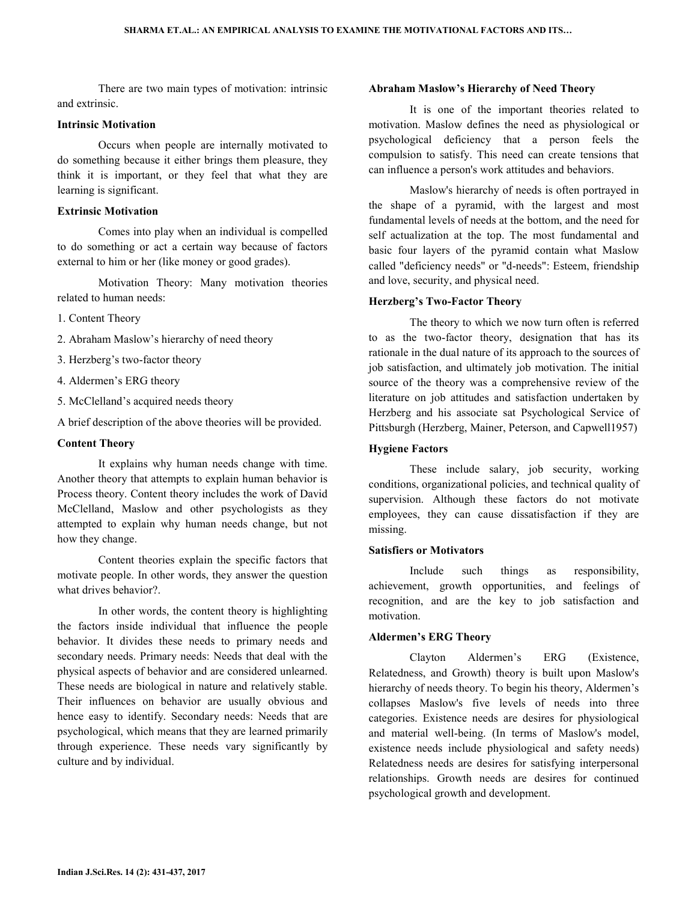There are two main types of motivation: intrinsic and extrinsic.

### Intrinsic Motivation

Occurs when people are internally motivated to do something because it either brings them pleasure, they think it is important, or they feel that what they are learning is significant.

### Extrinsic Motivation

Comes into play when an individual is compelled to do something or act a certain way because of factors external to him or her (like money or good grades).

Motivation Theory: Many motivation theories related to human needs:

1. Content Theory
2. Abraham Maslow's hierarchy of need theory
3. Herzberg's two-factor theory
4. Aldermen's ERG theory
5. McClelland's acquired needs theory

A brief description of the above theories will be provided.

### Content Theory

It explains why human needs change with time. Another theory that attempts to explain human behavior is Process theory. Content theory includes the work of David McClelland, Maslow and other psychologists as they attempted to explain why human needs change, but not how they change.

Content theories explain the specific factors that motivate people. In other words, they answer the question what drives behavior?.

In other words, the content theory is highlighting the factors inside individual that influence the people behavior. It divides these needs to primary needs and secondary needs. Primary needs: Needs that deal with the physical aspects of behavior and are considered unlearned. These needs are biological in nature and relatively stable. Their influences on behavior are usually obvious and hence easy to identify. Secondary needs: Needs that are psychological, which means that they are learned primarily through experience. These needs vary significantly by culture and by individual.

### Abraham Maslow's Hierarchy of Need Theory

It is one of the important theories related to motivation. Maslow defines the need as physiological or psychological deficiency that a person feels the compulsion to satisfy. This need can create tensions that can influence a person's work attitudes and behaviors.

Maslow's hierarchy of needs is often portrayed in the shape of a pyramid, with the largest and most fundamental levels of needs at the bottom, and the need for self actualization at the top. The most fundamental and basic four layers of the pyramid contain what Maslow called "deficiency needs" or "d-needs": Esteem, friendship and love, security, and physical need.

### Herzberg's Two-Factor Theory

The theory to which we now turn often is referred to as the two-factor theory, designation that has its rationale in the dual nature of its approach to the sources of job satisfaction, and ultimately job motivation. The initial source of the theory was a comprehensive review of the literature on job attitudes and satisfaction undertaken by Herzberg and his associate sat Psychological Service of Pittsburgh (Herzberg, Mainer, Peterson, and Capwell1957)

### Hygiene Factors

These include salary, job security, working conditions, organizational policies, and technical quality of supervision. Although these factors do not motivate employees, they can cause dissatisfaction if they are missing.

### Satisfiers or Motivators

Include such things as responsibility, achievement, growth opportunities, and feelings of recognition, and are the key to job satisfaction and motivation.

### Aldermen's ERG Theory

Clayton Aldermen's ERG (Existence, Relatedness, and Growth) theory is built upon Maslow's hierarchy of needs theory. To begin his theory, Aldermen's collapses Maslow's five levels of needs into three categories. Existence needs are desires for physiological and material well-being. (In terms of Maslow's model, existence needs include physiological and safety needs) Relatedness needs are desires for satisfying interpersonal relationships. Growth needs are desires for continued psychological growth and development.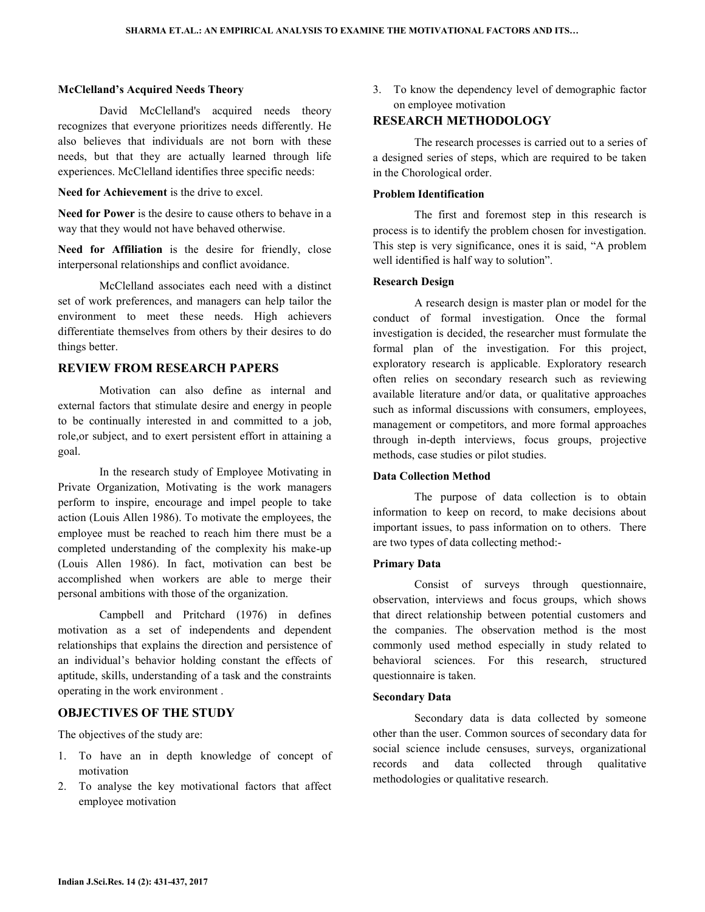### McClelland's Acquired Needs Theory

David McClelland's acquired needs theory recognizes that everyone prioritizes needs differently. He also believes that individuals are not born with these needs, but that they are actually learned through life experiences. McClelland identifies three specific needs:

**Need for Achievement** is the drive to excel.

**Need for Power** is the desire to cause others to behave in a way that they would not have behaved otherwise.

**Need for Affiliation** is the desire for friendly, close interpersonal relationships and conflict avoidance.

McClelland associates each need with a distinct set of work preferences, and managers can help tailor the environment to meet these needs. High achievers differentiate themselves from others by their desires to do things better.

## REVIEW FROM RESEARCH PAPERS

Motivation can also define as internal and external factors that stimulate desire and energy in people to be continually interested in and committed to a job, role,or subject, and to exert persistent effort in attaining a goal.

In the research study of Employee Motivating in Private Organization, Motivating is the work managers perform to inspire, encourage and impel people to take action (Louis Allen 1986). To motivate the employees, the employee must be reached to reach him there must be a completed understanding of the complexity his make-up (Louis Allen 1986). In fact, motivation can best be accomplished when workers are able to merge their personal ambitions with those of the organization.

Campbell and Pritchard (1976) in defines motivation as a set of independents and dependent relationships that explains the direction and persistence of an individual's behavior holding constant the effects of aptitude, skills, understanding of a task and the constraints operating in the work environment .

## OBJECTIVES OF THE STUDY

The objectives of the study are:

1. To have an in depth knowledge of concept of motivation
2. To analyse the key motivational factors that affect employee motivation
3. To know the dependency level of demographic factor on employee motivation

## RESEARCH METHODOLOGY

The research processes is carried out to a series of a designed series of steps, which are required to be taken in the Chorological order.

### Problem Identification

The first and foremost step in this research is process is to identify the problem chosen for investigation. This step is very significance, ones it is said, "A problem well identified is half way to solution".

### Research Design

A research design is master plan or model for the conduct of formal investigation. Once the formal investigation is decided, the researcher must formulate the formal plan of the investigation. For this project, exploratory research is applicable. Exploratory research often relies on secondary research such as reviewing available literature and/or data, or qualitative approaches such as informal discussions with consumers, employees, management or competitors, and more formal approaches through in-depth interviews, focus groups, projective methods, case studies or pilot studies.

### Data Collection Method

The purpose of data collection is to obtain information to keep on record, to make decisions about important issues, to pass information on to others. There are two types of data collecting method:-

### Primary Data

Consist of surveys through questionnaire, observation, interviews and focus groups, which shows that direct relationship between potential customers and the companies. The observation method is the most commonly used method especially in study related to behavioral sciences. For this research, structured questionnaire is taken.

### Secondary Data

Secondary data is data collected by someone other than the user. Common sources of secondary data for social science include censuses, surveys, organizational records and data collected through qualitative methodologies or qualitative research.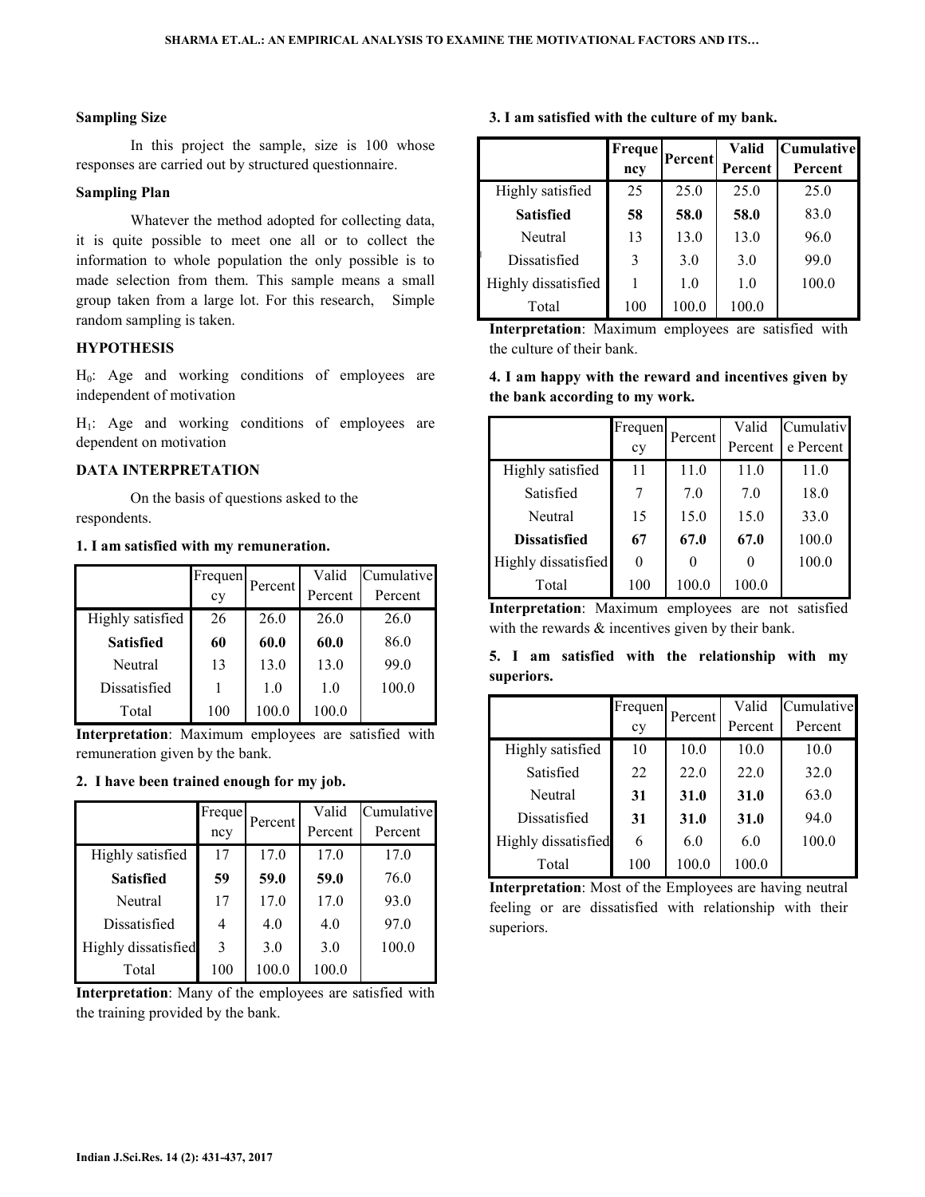**Sampling Size**

In this project the sample, size is 100 whose responses are carried out by structured questionnaire.

**Sampling Plan**

Whatever the method adopted for collecting data, it is quite possible to meet one all or to collect the information to whole population the only possible is to made selection from them. This sample means a small group taken from a large lot. For this research, Simple random sampling is taken.

**HYPOTHESIS**

$H_0$: Age and working conditions of employees are independent of motivation

$H_1$: Age and working conditions of employees are dependent on motivation

**DATA INTERPRETATION**

On the basis of questions asked to the respondents.

**1. I am satisfied with my remuneration.**

| | Frequency | Percent | Valid Percent | Cumulative Percent |
|---|---|---|---|---|
| Highly satisfied | 26 | 26.0 | 26.0 | 26.0 |
| **Satisfied** | **60** | **60.0** | **60.0** | 86.0 |
| Neutral | 13 | 13.0 | 13.0 | 99.0 |
| Dissatisfied | 1 | 1.0 | 1.0 | 100.0 |
| Total | 100 | 100.0 | 100.0 | |

**Interpretation**: Maximum employees are satisfied with remuneration given by the bank.

**2. I have been trained enough for my job.**

| | Frequency | Percent | Valid Percent | Cumulative Percent |
|---|---|---|---|---|
| Highly satisfied | 17 | 17.0 | 17.0 | 17.0 |
| **Satisfied** | **59** | **59.0** | **59.0** | 76.0 |
| Neutral | 17 | 17.0 | 17.0 | 93.0 |
| Dissatisfied | 4 | 4.0 | 4.0 | 97.0 |
| Highly dissatisfied | 3 | 3.0 | 3.0 | 100.0 |
| Total | 100 | 100.0 | 100.0 | |

**Interpretation**: Many of the employees are satisfied with the training provided by the bank.

**3. I am satisfied with the culture of my bank.**

| | **Frequency** | **Percent** | **Valid Percent** | **Cumulative Percent** |
|---|---|---|---|---|
| Highly satisfied | 25 | 25.0 | 25.0 | 25.0 |
| **Satisfied** | **58** | **58.0** | **58.0** | 83.0 |
| Neutral | 13 | 13.0 | 13.0 | 96.0 |
| Dissatisfied | 3 | 3.0 | 3.0 | 99.0 |
| Highly dissatisfied | 1 | 1.0 | 1.0 | 100.0 |
| Total | 100 | 100.0 | 100.0 | |

**Interpretation**: Maximum employees are satisfied with the culture of their bank.

**4. I am happy with the reward and incentives given by the bank according to my work.**

| | Frequency | Percent | Valid Percent | Cumulative Percent |
|---|---|---|---|---|
| Highly satisfied | 11 | 11.0 | 11.0 | 11.0 |
| Satisfied | 7 | 7.0 | 7.0 | 18.0 |
| Neutral | 15 | 15.0 | 15.0 | 33.0 |
| **Dissatisfied** | **67** | **67.0** | **67.0** | 100.0 |
| Highly dissatisfied | 0 | 0 | 0 | 100.0 |
| Total | 100 | 100.0 | 100.0 | |

**Interpretation**: Maximum employees are not satisfied with the rewards & incentives given by their bank.

**5. I am satisfied with the relationship with my superiors.**

| | Frequency | Percent | Valid Percent | Cumulative Percent |
|---|---|---|---|---|
| Highly satisfied | 10 | 10.0 | 10.0 | 10.0 |
| Satisfied | 22 | 22.0 | 22.0 | 32.0 |
| Neutral | **31** | **31.0** | **31.0** | 63.0 |
| Dissatisfied | **31** | **31.0** | **31.0** | 94.0 |
| Highly dissatisfied | 6 | 6.0 | 6.0 | 100.0 |
| Total | 100 | 100.0 | 100.0 | |

**Interpretation**: Most of the Employees are having neutral feeling or are dissatisfied with relationship with their superiors.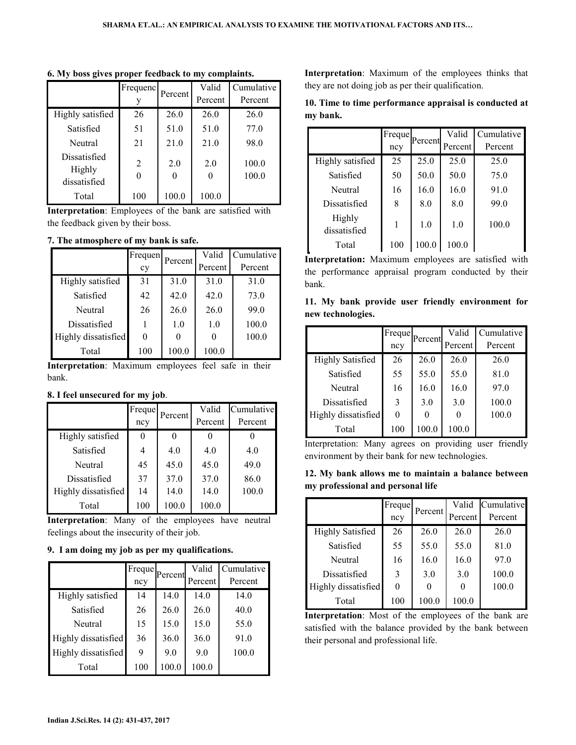**6. My boss gives proper feedback to my complaints.**

| | Frequency | Percent | Valid Percent | Cumulative Percent |
|---|---|---|---|---|
| Highly satisfied | 26 | 26.0 | 26.0 | 26.0 |
| Satisfied | 51 | 51.0 | 51.0 | 77.0 |
| Neutral | 21 | 21.0 | 21.0 | 98.0 |
| Dissatisfied | 2 | 2.0 | 2.0 | 100.0 |
| Highly dissatisfied | 0 | 0 | 0 | 100.0 |
| Total | 100 | 100.0 | 100.0 | |

**Interpretation**: Employees of the bank are satisfied with the feedback given by their boss.

**7. The atmosphere of my bank is safe.**

| | Frequency | Percent | Valid Percent | Cumulative Percent |
|---|---|---|---|---|
| Highly satisfied | 31 | 31.0 | 31.0 | 31.0 |
| Satisfied | 42 | 42.0 | 42.0 | 73.0 |
| Neutral | 26 | 26.0 | 26.0 | 99.0 |
| Dissatisfied | 1 | 1.0 | 1.0 | 100.0 |
| Highly dissatisfied | 0 | 0 | 0 | 100.0 |
| Total | 100 | 100.0 | 100.0 | |

**Interpretation**: Maximum employees feel safe in their bank.

**8. I feel unsecured for my job**.

| | Frequency | Percent | Valid Percent | Cumulative Percent |
|---|---|---|---|---|
| Highly satisfied | 0 | 0 | 0 | 0 |
| Satisfied | 4 | 4.0 | 4.0 | 4.0 |
| Neutral | 45 | 45.0 | 45.0 | 49.0 |
| Dissatisfied | 37 | 37.0 | 37.0 | 86.0 |
| Highly dissatisfied | 14 | 14.0 | 14.0 | 100.0 |
| Total | 100 | 100.0 | 100.0 | |

**Interpretation**: Many of the employees have neutral feelings about the insecurity of their job.

**9. I am doing my job as per my qualifications.**

| | Frequency | Percent | Valid Percent | Cumulative Percent |
|---|---|---|---|---|
| Highly satisfied | 14 | 14.0 | 14.0 | 14.0 |
| Satisfied | 26 | 26.0 | 26.0 | 40.0 |
| Neutral | 15 | 15.0 | 15.0 | 55.0 |
| Highly dissatisfied | 36 | 36.0 | 36.0 | 91.0 |
| Highly dissatisfied | 9 | 9.0 | 9.0 | 100.0 |
| Total | 100 | 100.0 | 100.0 | |

**Interpretation**: Maximum of the employees thinks that they are not doing job as per their qualification.

**10. Time to time performance appraisal is conducted at my bank.**

| | Frequency | Percent | Valid Percent | Cumulative Percent |
|---|---|---|---|---|
| Highly satisfied | 25 | 25.0 | 25.0 | 25.0 |
| Satisfied | 50 | 50.0 | 50.0 | 75.0 |
| Neutral | 16 | 16.0 | 16.0 | 91.0 |
| Dissatisfied | 8 | 8.0 | 8.0 | 99.0 |
| Highly dissatisfied | 1 | 1.0 | 1.0 | 100.0 |
| Total | 100 | 100.0 | 100.0 | |

**Interpretation:** Maximum employees are satisfied with the performance appraisal program conducted by their bank.

**11. My bank provide user friendly environment for new technologies.**

| | Frequency | Percent | Valid Percent | Cumulative Percent |
|---|---|---|---|---|
| Highly Satisfied | 26 | 26.0 | 26.0 | 26.0 |
| Satisfied | 55 | 55.0 | 55.0 | 81.0 |
| Neutral | 16 | 16.0 | 16.0 | 97.0 |
| Dissatisfied | 3 | 3.0 | 3.0 | 100.0 |
| Highly dissatisfied | 0 | 0 | 0 | 100.0 |
| Total | 100 | 100.0 | 100.0 | |

Interpretation: Many agrees on providing user friendly environment by their bank for new technologies.

**12. My bank allows me to maintain a balance between my professional and personal life**

| | Frequency | Percent | Valid Percent | Cumulative Percent |
|---|---|---|---|---|
| Highly Satisfied | 26 | 26.0 | 26.0 | 26.0 |
| Satisfied | 55 | 55.0 | 55.0 | 81.0 |
| Neutral | 16 | 16.0 | 16.0 | 97.0 |
| Dissatisfied | 3 | 3.0 | 3.0 | 100.0 |
| Highly dissatisfied | 0 | 0 | 0 | 100.0 |
| Total | 100 | 100.0 | 100.0 | |

**Interpretation**: Most of the employees of the bank are satisfied with the balance provided by the bank between their personal and professional life.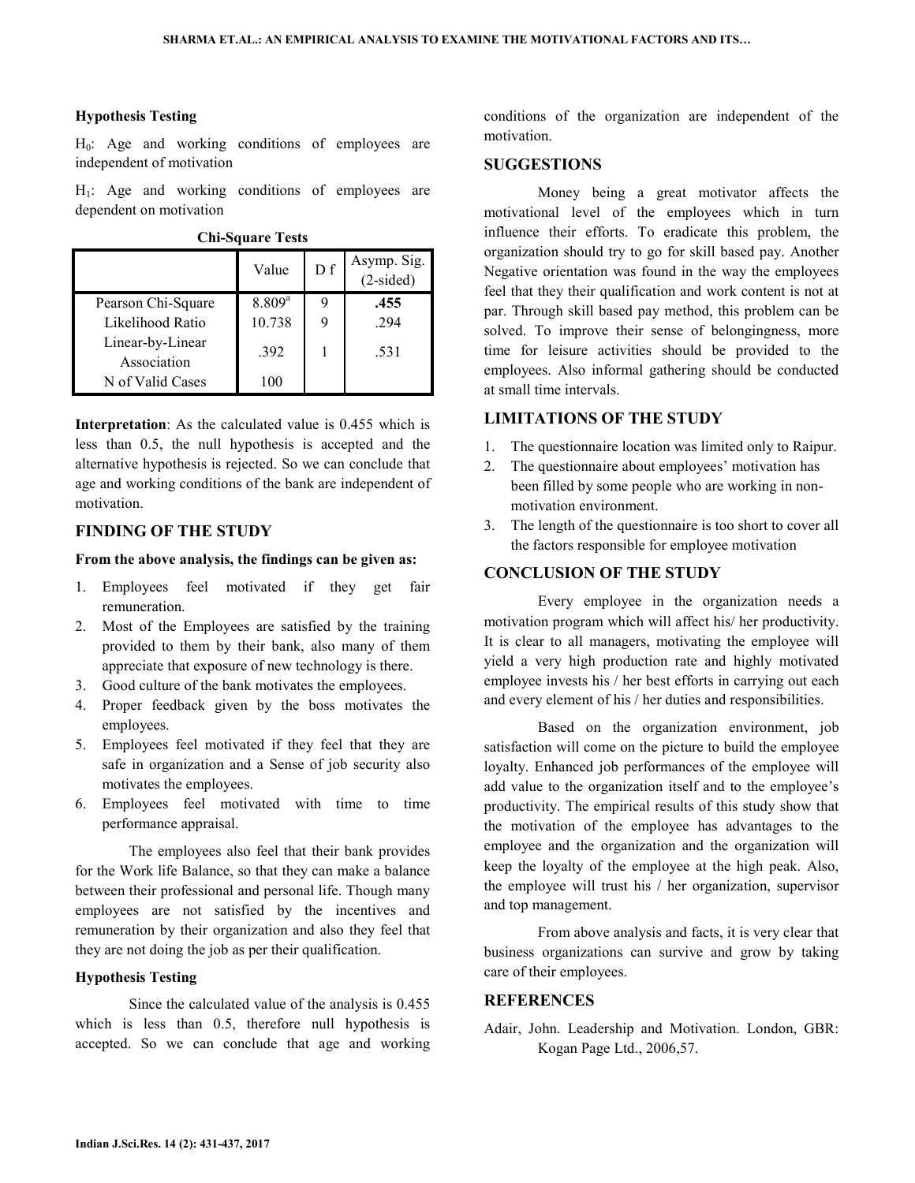### Hypothesis Testing

$H_0$: Age and working conditions of employees are independent of motivation

$H_1$: Age and working conditions of employees are dependent on motivation

**Chi-Square Tests**

| | Value | D f | Asymp. Sig. (2-sided) |
|---|---|---|---|
| Pearson Chi-Square | 8.809[a] | 9 | **.455** |
| Likelihood Ratio | 10.738 | 9 | .294 |
| Linear-by-Linear Association | .392 | 1 | .531 |
| N of Valid Cases | 100 | | |

**Interpretation**: As the calculated value is 0.455 which is less than 0.5, the null hypothesis is accepted and the alternative hypothesis is rejected. So we can conclude that age and working conditions of the bank are independent of motivation.

## FINDING OF THE STUDY

**From the above analysis, the findings can be given as:**

1. Employees feel motivated if they get fair remuneration.
2. Most of the Employees are satisfied by the training provided to them by their bank, also many of them appreciate that exposure of new technology is there.
3. Good culture of the bank motivates the employees.
4. Proper feedback given by the boss motivates the employees.
5. Employees feel motivated if they feel that they are safe in organization and a Sense of job security also motivates the employees.
6. Employees feel motivated with time to time performance appraisal.

The employees also feel that their bank provides for the Work life Balance, so that they can make a balance between their professional and personal life. Though many employees are not satisfied by the incentives and remuneration by their organization and also they feel that they are not doing the job as per their qualification.

### Hypothesis Testing

Since the calculated value of the analysis is 0.455 which is less than 0.5, therefore null hypothesis is accepted. So we can conclude that age and working conditions of the organization are independent of the motivation.

## SUGGESTIONS

Money being a great motivator affects the motivational level of the employees which in turn influence their efforts. To eradicate this problem, the organization should try to go for skill based pay. Another Negative orientation was found in the way the employees feel that they their qualification and work content is not at par. Through skill based pay method, this problem can be solved. To improve their sense of belongingness, more time for leisure activities should be provided to the employees. Also informal gathering should be conducted at small time intervals.

## LIMITATIONS OF THE STUDY

1. The questionnaire location was limited only to Raipur.
2. The questionnaire about employees' motivation has been filled by some people who are working in non-motivation environment.
3. The length of the questionnaire is too short to cover all the factors responsible for employee motivation

## CONCLUSION OF THE STUDY

Every employee in the organization needs a motivation program which will affect his/ her productivity. It is clear to all managers, motivating the employee will yield a very high production rate and highly motivated employee invests his / her best efforts in carrying out each and every element of his / her duties and responsibilities.

Based on the organization environment, job satisfaction will come on the picture to build the employee loyalty. Enhanced job performances of the employee will add value to the organization itself and to the employee's productivity. The empirical results of this study show that the motivation of the employee has advantages to the employee and the organization and the organization will keep the loyalty of the employee at the high peak. Also, the employee will trust his / her organization, supervisor and top management.

From above analysis and facts, it is very clear that business organizations can survive and grow by taking care of their employees.

## REFERENCES

Adair, John. Leadership and Motivation. London, GBR: Kogan Page Ltd., 2006,57.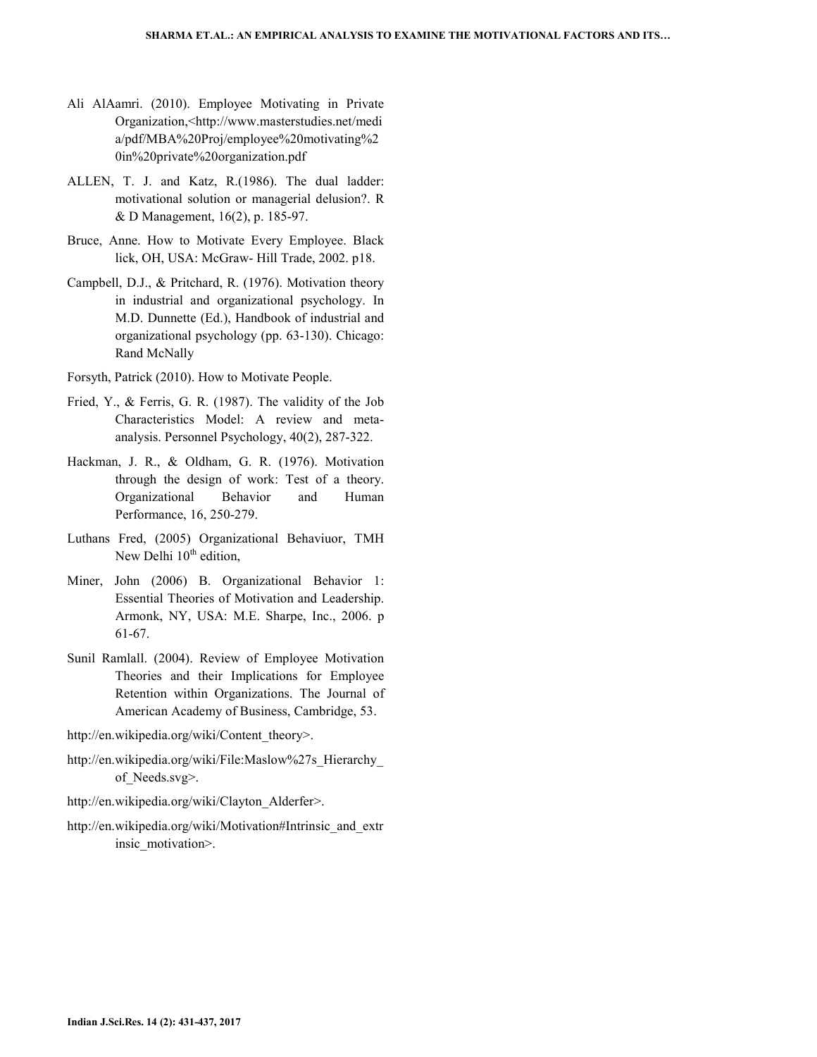Ali AlAamri. (2010). Employee Motivating in Private Organization,<http://www.masterstudies.net/media/pdf/MBA%20Proj/employee%20motivating%20in%20private%20organization.pdf

ALLEN, T. J. and Katz, R.(1986). The dual ladder: motivational solution or managerial delusion?. R & D Management, 16(2), p. 185-97.

Bruce, Anne. How to Motivate Every Employee. Black lick, OH, USA: McGraw- Hill Trade, 2002. p18.

Campbell, D.J., & Pritchard, R. (1976). Motivation theory in industrial and organizational psychology. In M.D. Dunnette (Ed.), Handbook of industrial and organizational psychology (pp. 63-130). Chicago: Rand McNally

Forsyth, Patrick (2010). How to Motivate People.

Fried, Y., & Ferris, G. R. (1987). The validity of the Job Characteristics Model: A review and meta-analysis. Personnel Psychology, 40(2), 287-322.

Hackman, J. R., & Oldham, G. R. (1976). Motivation through the design of work: Test of a theory. Organizational Behavior and Human Performance, 16, 250-279.

Luthans Fred, (2005) Organizational Behaviuor, TMH New Delhi 10th edition,

Miner, John (2006) B. Organizational Behavior 1: Essential Theories of Motivation and Leadership. Armonk, NY, USA: M.E. Sharpe, Inc., 2006. p 61-67.

Sunil Ramlall. (2004). Review of Employee Motivation Theories and their Implications for Employee Retention within Organizations. The Journal of American Academy of Business, Cambridge, 53.

http://en.wikipedia.org/wiki/Content_theory>.

http://en.wikipedia.org/wiki/File:Maslow%27s_Hierarchy_of_Needs.svg>.

http://en.wikipedia.org/wiki/Clayton_Alderfer>.

http://en.wikipedia.org/wiki/Motivation#Intrinsic_and_extrinsic_motivation>.